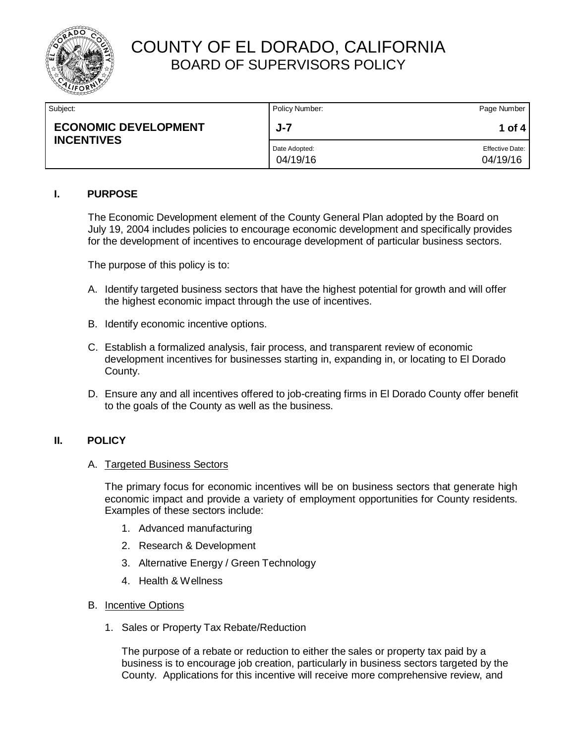# COUNTY OF EL DORADO, CALIFORNIA
## BOARD OF SUPERVISORS POLICY

| Subject: | Policy Number: | Page Number |
|---|---|---|
| **ECONOMIC DEVELOPMENT INCENTIVES** | **J-7** | **1 of 4** |
| | Date Adopted: 04/19/16 | Effective Date: 04/19/16 |

### I. PURPOSE

The Economic Development element of the County General Plan adopted by the Board on July 19, 2004 includes policies to encourage economic development and specifically provides for the development of incentives to encourage development of particular business sectors.

The purpose of this policy is to:

A. Identify targeted business sectors that have the highest potential for growth and will offer the highest economic impact through the use of incentives.

B. Identify economic incentive options.

C. Establish a formalized analysis, fair process, and transparent review of economic development incentives for businesses starting in, expanding in, or locating to El Dorado County.

D. Ensure any and all incentives offered to job-creating firms in El Dorado County offer benefit to the goals of the County as well as the business.

### II. POLICY

A. <u>Targeted Business Sectors</u>

The primary focus for economic incentives will be on business sectors that generate high economic impact and provide a variety of employment opportunities for County residents. Examples of these sectors include:

1. Advanced manufacturing
2. Research & Development
3. Alternative Energy / Green Technology
4. Health & Wellness

B. <u>Incentive Options</u>

1. Sales or Property Tax Rebate/Reduction

   The purpose of a rebate or reduction to either the sales or property tax paid by a business is to encourage job creation, particularly in business sectors targeted by the County. Applications for this incentive will receive more comprehensive review, and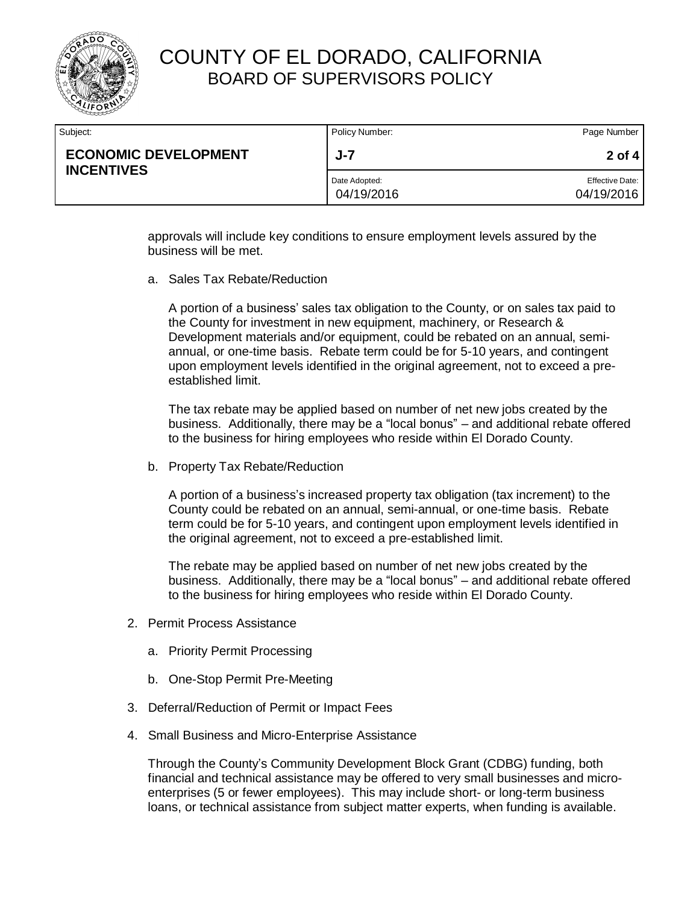approvals will include key conditions to ensure employment levels assured by the business will be met.

a. Sales Tax Rebate/Reduction

   A portion of a business' sales tax obligation to the County, or on sales tax paid to the County for investment in new equipment, machinery, or Research & Development materials and/or equipment, could be rebated on an annual, semi-annual, or one-time basis. Rebate term could be for 5-10 years, and contingent upon employment levels identified in the original agreement, not to exceed a pre-established limit.

   The tax rebate may be applied based on number of net new jobs created by the business. Additionally, there may be a "local bonus" – and additional rebate offered to the business for hiring employees who reside within El Dorado County.

b. Property Tax Rebate/Reduction

   A portion of a business's increased property tax obligation (tax increment) to the County could be rebated on an annual, semi-annual, or one-time basis. Rebate term could be for 5-10 years, and contingent upon employment levels identified in the original agreement, not to exceed a pre-established limit.

   The rebate may be applied based on number of net new jobs created by the business. Additionally, there may be a "local bonus" – and additional rebate offered to the business for hiring employees who reside within El Dorado County.

2. Permit Process Assistance

   a. Priority Permit Processing

   b. One-Stop Permit Pre-Meeting

3. Deferral/Reduction of Permit or Impact Fees

4. Small Business and Micro-Enterprise Assistance

   Through the County's Community Development Block Grant (CDBG) funding, both financial and technical assistance may be offered to very small businesses and micro-enterprises (5 or fewer employees). This may include short- or long-term business loans, or technical assistance from subject matter experts, when funding is available.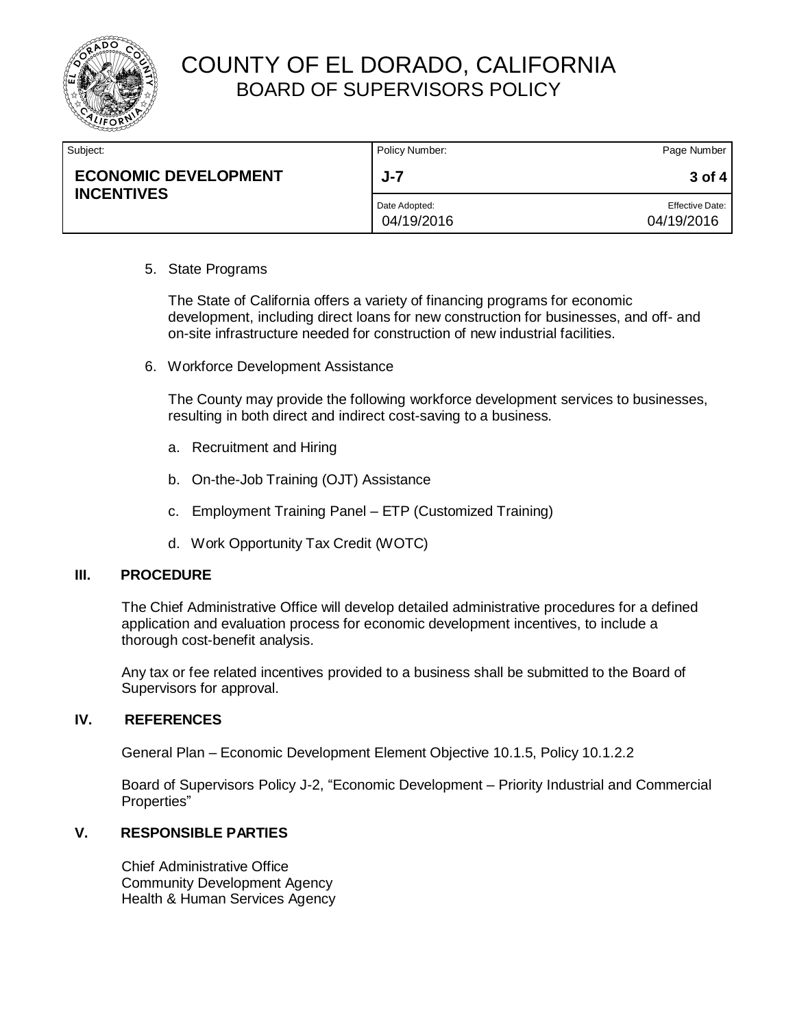5. State Programs

   The State of California offers a variety of financing programs for economic development, including direct loans for new construction for businesses, and off- and on-site infrastructure needed for construction of new industrial facilities.

6. Workforce Development Assistance

   The County may provide the following workforce development services to businesses, resulting in both direct and indirect cost-saving to a business.

   a. Recruitment and Hiring

   b. On-the-Job Training (OJT) Assistance

   c. Employment Training Panel – ETP (Customized Training)

   d. Work Opportunity Tax Credit (WOTC)

## III. PROCEDURE

The Chief Administrative Office will develop detailed administrative procedures for a defined application and evaluation process for economic development incentives, to include a thorough cost-benefit analysis.

Any tax or fee related incentives provided to a business shall be submitted to the Board of Supervisors for approval.

## IV. REFERENCES

General Plan – Economic Development Element Objective 10.1.5, Policy 10.1.2.2

Board of Supervisors Policy J-2, "Economic Development – Priority Industrial and Commercial Properties"

## V. RESPONSIBLE PARTIES

Chief Administrative Office
Community Development Agency
Health & Human Services Agency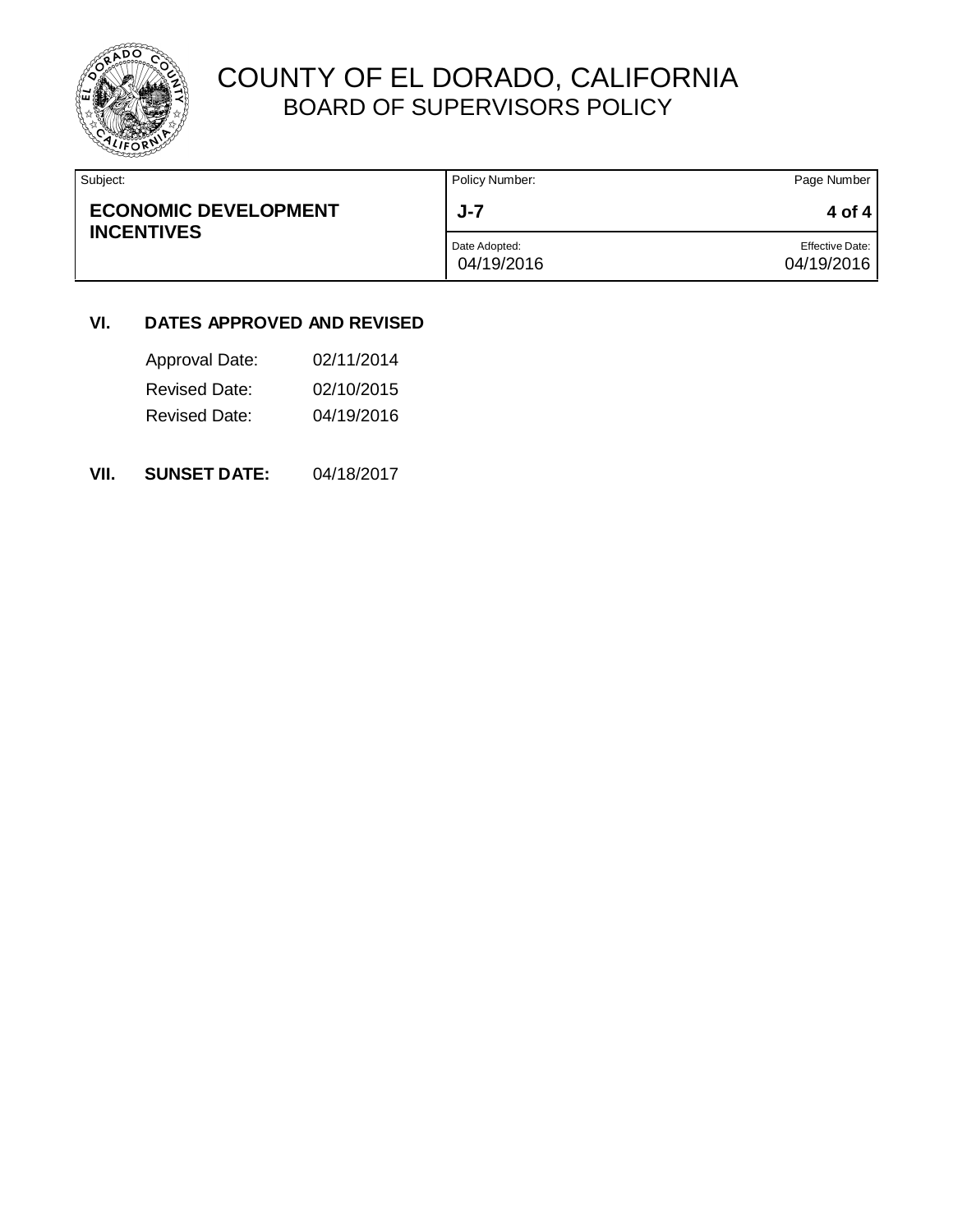## VI. DATES APPROVED AND REVISED

| | |
|---|---|
| Approval Date: | 02/11/2014 |
| Revised Date: | 02/10/2015 |
| Revised Date: | 04/19/2016 |

## VII. SUNSET DATE: 04/18/2017